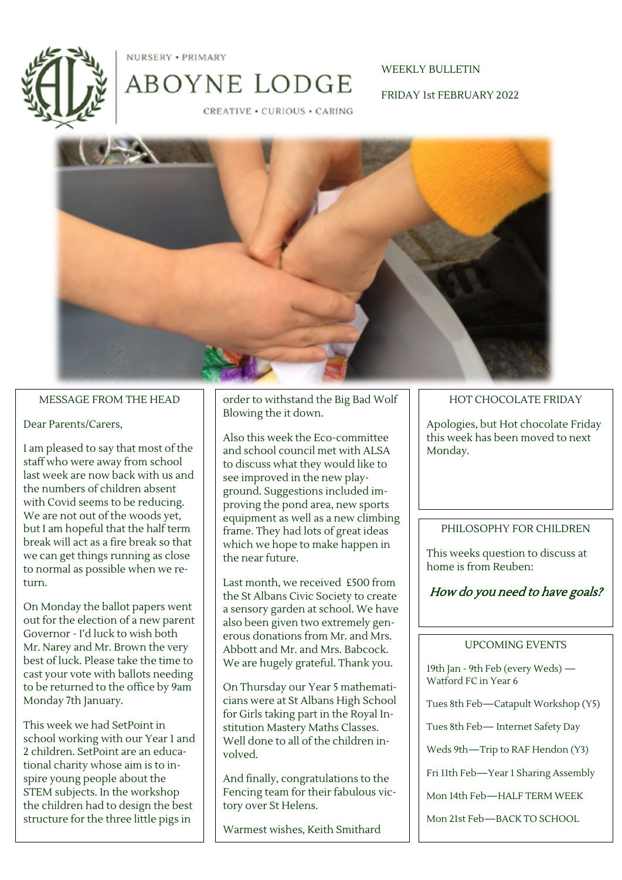NURSERY • PRIMARY

# ABOYNE LODGE

CREATIVE • CURIOUS • CARING

WEEKLY BULLETIN

FRIDAY 1st FEBRUARY 2022

## MESSAGE FROM THE HEAD

Dear Parents/Carers,

I am pleased to say that most of the staff who were away from school last week are now back with us and the numbers of children absent with Covid seems to be reducing. We are not out of the woods yet, but I am hopeful that the half term break will act as a fire break so that we can get things running as close to normal as possible when we return.

On Monday the ballot papers went out for the election of a new parent Governor - I'd luck to wish both Mr. Narey and Mr. Brown the very best of luck. Please take the time to cast your vote with ballots needing to be returned to the office by 9am Monday 7th January.

This week we had SetPoint in school working with our Year 1 and 2 children. SetPoint are an educational charity whose aim is to inspire young people about the STEM subjects. In the workshop the children had to design the best structure for the three little pigs in order to withstand the Big Bad Wolf Blowing the it down.

Also this week the Eco-committee and school council met with ALSA to discuss what they would like to see improved in the new playground. Suggestions included improving the pond area, new sports equipment as well as a new climbing frame. They had lots of great ideas which we hope to make happen in the near future.

Last month, we received £500 from the St Albans Civic Society to create a sensory garden at school. We have also been given two extremely generous donations from Mr. and Mrs. Abbott and Mr. and Mrs. Babcock. We are hugely grateful. Thank you.

On Thursday our Year 5 mathematicians were at St Albans High School for Girls taking part in the Royal Institution Mastery Maths Classes. Well done to all of the children involved.

And finally, congratulations to the Fencing team for their fabulous victory over St Helens.

Warmest wishes, Keith Smithard

## HOT CHOCOLATE FRIDAY

Apologies, but Hot chocolate Friday this week has been moved to next Monday.

## PHILOSOPHY FOR CHILDREN

This weeks question to discuss at home is from Reuben:

*How do you need to have goals?*

## UPCOMING EVENTS

19th Jan - 9th Feb (every Weds) — Watford FC in Year 6

Tues 8th Feb—Catapult Workshop (Y5)

Tues 8th Feb— Internet Safety Day

Weds 9th—Trip to RAF Hendon (Y3)

Fri 11th Feb—Year 1 Sharing Assembly

Mon 14th Feb—HALF TERM WEEK

Mon 21st Feb—BACK TO SCHOOL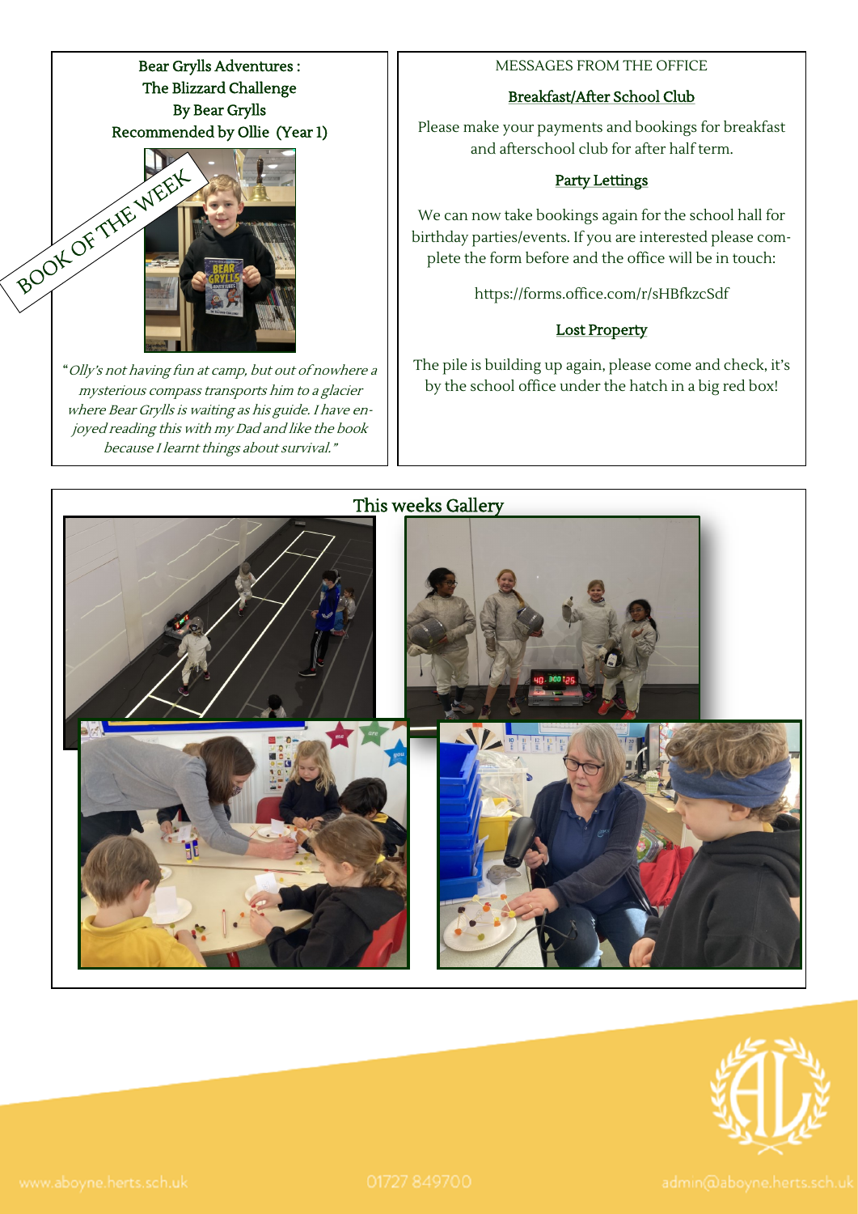## Bear Grylls Adventures : The Blizzard Challenge

**By Bear Grylls**

**Recommended by Ollie (Year 1)**

BOOK OF THE WEEK

*"Olly's not having fun at camp, but out of nowhere a mysterious compass transports him to a glacier where Bear Grylls is waiting as his guide. I have enjoyed reading this with my Dad and like the book because I learnt things about survival."*

## MESSAGES FROM THE OFFICE

### Breakfast/After School Club

Please make your payments and bookings for breakfast and afterschool club for after half term.

### Party Lettings

We can now take bookings again for the school hall for birthday parties/events. If you are interested please complete the form before and the office will be in touch:

https://forms.office.com/r/sHBfkzcSdf

### Lost Property

The pile is building up again, please come and check, it's by the school office under the hatch in a big red box!

## This weeks Gallery

www.aboyne.herts.sch.uk 01727 849700 admin@aboyne.herts.sch.uk